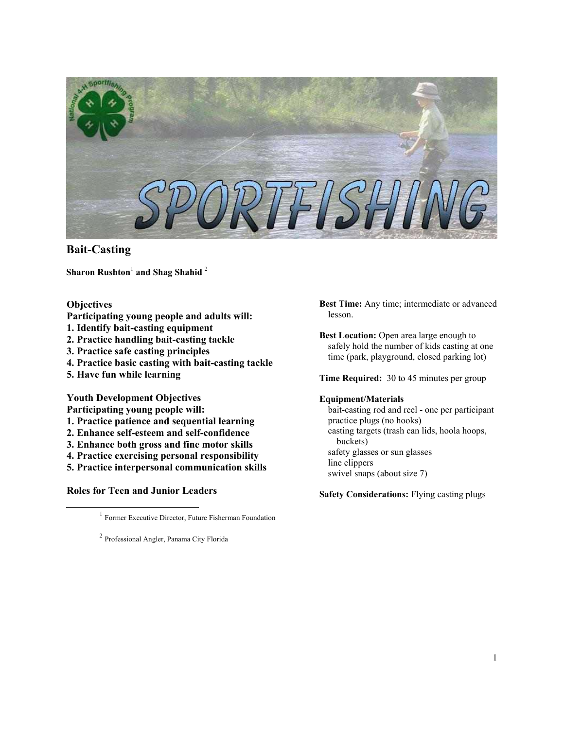# Bait-Casting

**Sharon Rushton[1] and Shag Shahid [2]**

**Objectives**

**Participating young people and adults will:**

**1. Identify bait-casting equipment**
**2. Practice handling bait-casting tackle**
**3. Practice safe casting principles**
**4. Practice basic casting with bait-casting tackle**
**5. Have fun while learning**

**Youth Development Objectives**

**Participating young people will:**

**1. Practice patience and sequential learning**
**2. Enhance self-esteem and self-confidence**
**3. Enhance both gross and fine motor skills**
**4. Practice exercising personal responsibility**
**5. Practice interpersonal communication skills**

**Roles for Teen and Junior Leaders**

**Best Time:** Any time; intermediate or advanced lesson.

**Best Location:** Open area large enough to safely hold the number of kids casting at one time (park, playground, closed parking lot)

**Time Required:** 30 to 45 minutes per group

**Equipment/Materials**

bait-casting rod and reel - one per participant
practice plugs (no hooks)
casting targets (trash can lids, hoola hoops, buckets)
safety glasses or sun glasses
line clippers
swivel snaps (about size 7)

**Safety Considerations:** Flying casting plugs

---

[1] Former Executive Director, Future Fisherman Foundation

[2] Professional Angler, Panama City Florida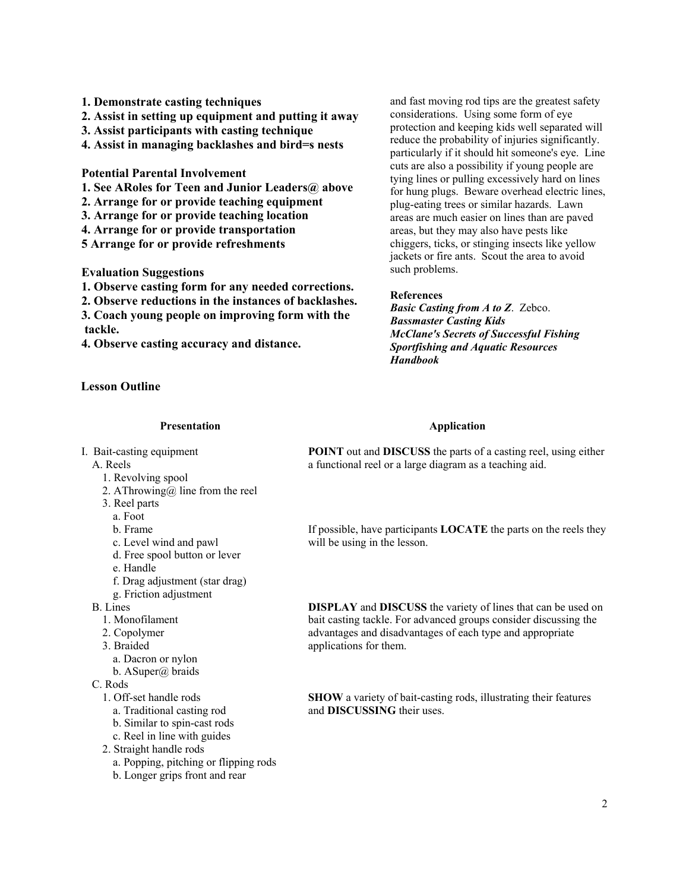**1. Demonstrate casting techniques**
**2. Assist in setting up equipment and putting it away**
**3. Assist participants with casting technique**
**4. Assist in managing backlashes and bird=s nests**

**Potential Parental Involvement**
**1. See ARoles for Teen and Junior Leaders@ above**
**2. Arrange for or provide teaching equipment**
**3. Arrange for or provide teaching location**
**4. Arrange for or provide transportation**
**5 Arrange for or provide refreshments**

**Evaluation Suggestions**
**1. Observe casting form for any needed corrections.**
**2. Observe reductions in the instances of backlashes.**
**3. Coach young people on improving form with the tackle.**
**4. Observe casting accuracy and distance.**

and fast moving rod tips are the greatest safety considerations. Using some form of eye protection and keeping kids well separated will reduce the probability of injuries significantly. particularly if it should hit someone's eye. Line cuts are also a possibility if young people are tying lines or pulling excessively hard on lines for hung plugs. Beware overhead electric lines, plug-eating trees or similar hazards. Lawn areas are much easier on lines than are paved areas, but they may also have pests like chiggers, ticks, or stinging insects like yellow jackets or fire ants. Scout the area to avoid such problems.

**References**
***Basic Casting from A to Z***. Zebco.
***Bassmaster Casting Kids***
***McClane's Secrets of Successful Fishing***
***Sportfishing and Aquatic Resources Handbook***

**Lesson Outline**

| **Presentation** | **Application** |
|---|---|
| I. Bait-casting equipment<br>A. Reels<br>1. Revolving spool<br>2. AThrowing@ line from the reel<br>3. Reel parts | **POINT** out and **DISCUSS** the parts of a casting reel, using either a functional reel or a large diagram as a teaching aid. |
| a. Foot<br>b. Frame<br>c. Level wind and pawl<br>d. Free spool button or lever<br>e. Handle<br>f. Drag adjustment (star drag)<br>g. Friction adjustment | If possible, have participants **LOCATE** the parts on the reels they will be using in the lesson. |
| B. Lines<br>1. Monofilament<br>2. Copolymer<br>3. Braided<br>a. Dacron or nylon<br>b. ASuper@ braids | **DISPLAY** and **DISCUSS** the variety of lines that can be used on bait casting tackle. For advanced groups consider discussing the advantages and disadvantages of each type and appropriate applications for them. |
| C. Rods<br>1. Off-set handle rods<br>a. Traditional casting rod<br>b. Similar to spin-cast rods<br>c. Reel in line with guides<br>2. Straight handle rods<br>a. Popping, pitching or flipping rods<br>b. Longer grips front and rear | **SHOW** a variety of bait-casting rods, illustrating their features and **DISCUSSING** their uses. |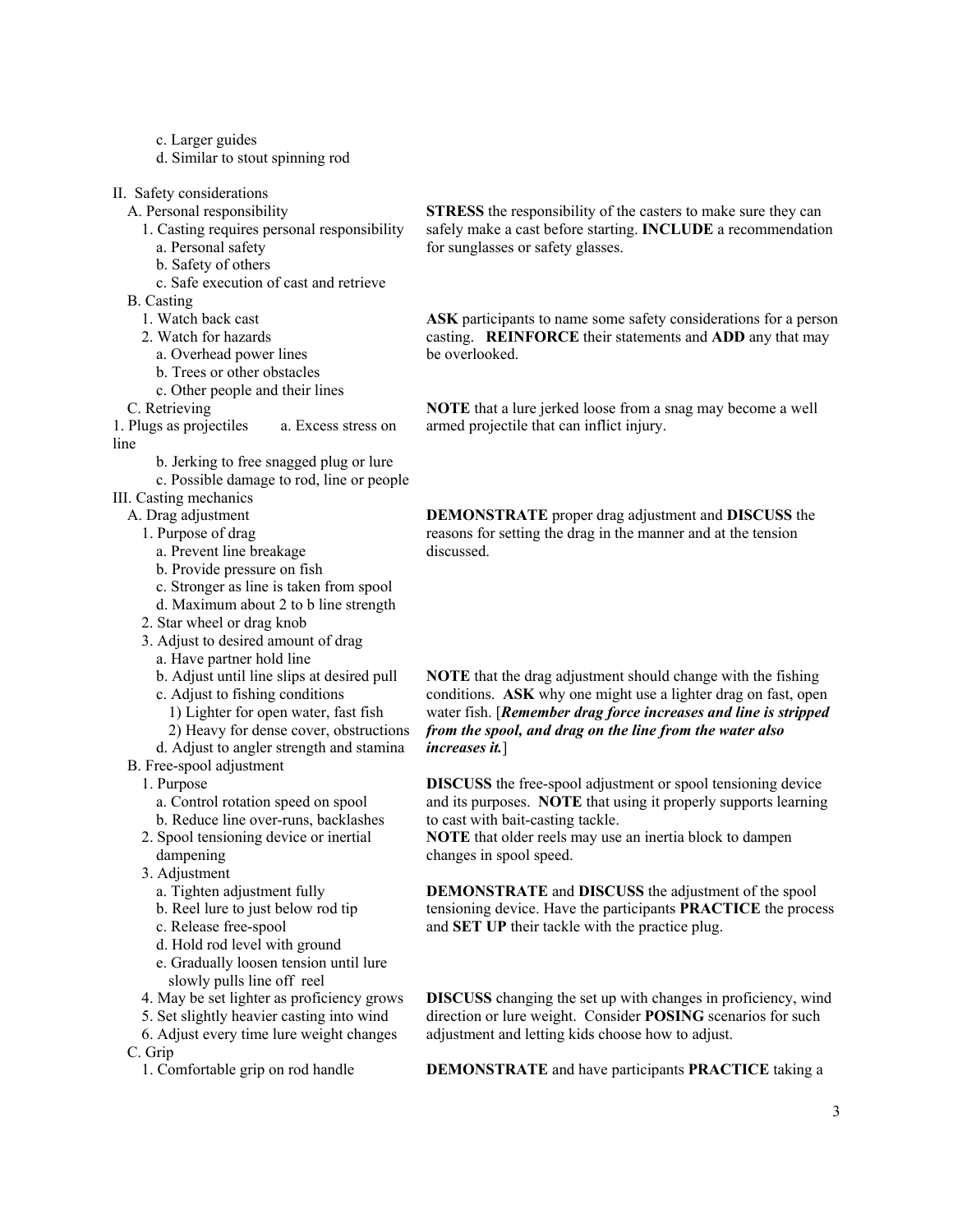c. Larger guides
d. Similar to stout spinning rod

II. Safety considerations

A. Personal responsibility
1. Casting requires personal responsibility
a. Personal safety
b. Safety of others
c. Safe execution of cast and retrieve

**STRESS** the responsibility of the casters to make sure they can safely make a cast before starting. **INCLUDE** a recommendation for sunglasses or safety glasses.

B. Casting
1. Watch back cast
2. Watch for hazards
a. Overhead power lines
b. Trees or other obstacles
c. Other people and their lines

**ASK** participants to name some safety considerations for a person casting. **REINFORCE** their statements and **ADD** any that may be overlooked.

C. Retrieving
1. Plugs as projectiles
a. Excess stress on line
b. Jerking to free snagged plug or lure
c. Possible damage to rod, line or people

**NOTE** that a lure jerked loose from a snag may become a well armed projectile that can inflict injury.

III. Casting mechanics

A. Drag adjustment
1. Purpose of drag
a. Prevent line breakage
b. Provide pressure on fish
c. Stronger as line is taken from spool
d. Maximum about 2 to b line strength
2. Star wheel or drag knob
3. Adjust to desired amount of drag
a. Have partner hold line
b. Adjust until line slips at desired pull
c. Adjust to fishing conditions
1) Lighter for open water, fast fish
2) Heavy for dense cover, obstructions
d. Adjust to angler strength and stamina

**DEMONSTRATE** proper drag adjustment and **DISCUSS** the reasons for setting the drag in the manner and at the tension discussed.

**NOTE** that the drag adjustment should change with the fishing conditions. **ASK** why one might use a lighter drag on fast, open water fish. [***Remember drag force increases and line is stripped from the spool, and drag on the line from the water also increases it.***]

B. Free-spool adjustment
1. Purpose
a. Control rotation speed on spool
b. Reduce line over-runs, backlashes
2. Spool tensioning device or inertial dampening
3. Adjustment
a. Tighten adjustment fully
b. Reel lure to just below rod tip
c. Release free-spool
d. Hold rod level with ground
e. Gradually loosen tension until lure slowly pulls line off reel
4. May be set lighter as proficiency grows
5. Set slightly heavier casting into wind
6. Adjust every time lure weight changes

**DISCUSS** the free-spool adjustment or spool tensioning device and its purposes. **NOTE** that using it properly supports learning to cast with bait-casting tackle.
**NOTE** that older reels may use an inertia block to dampen changes in spool speed.

**DEMONSTRATE** and **DISCUSS** the adjustment of the spool tensioning device. Have the participants **PRACTICE** the process and **SET UP** their tackle with the practice plug.

**DISCUSS** changing the set up with changes in proficiency, wind direction or lure weight. Consider **POSING** scenarios for such adjustment and letting kids choose how to adjust.

C. Grip
1. Comfortable grip on rod handle

**DEMONSTRATE** and have participants **PRACTICE** taking a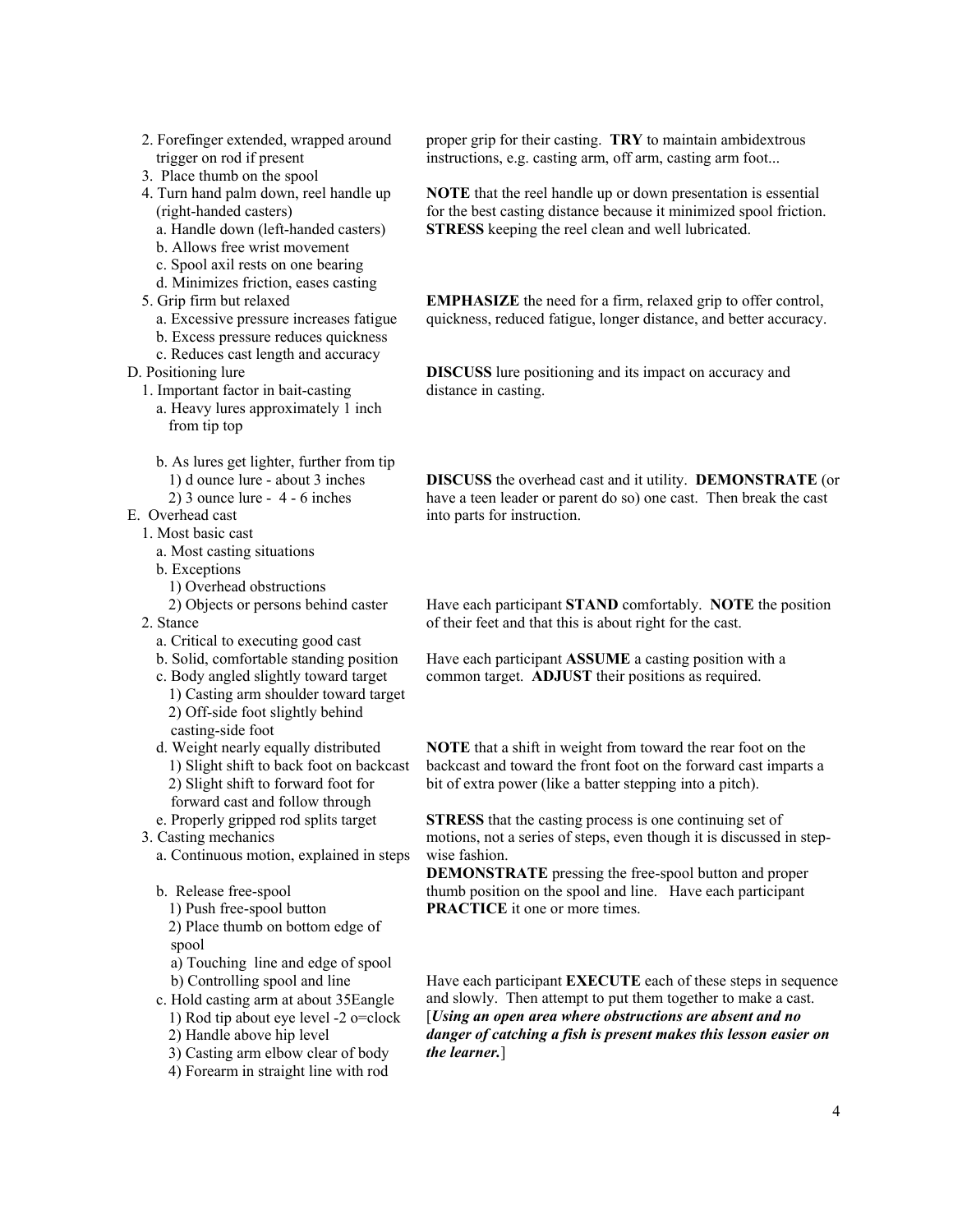2. Forefinger extended, wrapped around trigger on rod if present
3. Place thumb on the spool
4. Turn hand palm down, reel handle up (right-handed casters)
   a. Handle down (left-handed casters)
   b. Allows free wrist movement
   c. Spool axil rests on one bearing
   d. Minimizes friction, eases casting
5. Grip firm but relaxed
   a. Excessive pressure increases fatigue
   b. Excess pressure reduces quickness
   c. Reduces cast length and accuracy

proper grip for their casting. **TRY** to maintain ambidextrous instructions, e.g. casting arm, off arm, casting arm foot...

**NOTE** that the reel handle up or down presentation is essential for the best casting distance because it minimized spool friction. **STRESS** keeping the reel clean and well lubricated.

**EMPHASIZE** the need for a firm, relaxed grip to offer control, quickness, reduced fatigue, longer distance, and better accuracy.

D. Positioning lure
   1. Important factor in bait-casting
      a. Heavy lures approximately 1 inch from tip top
      b. As lures get lighter, further from tip
         1) d ounce lure - about 3 inches
         2) 3 ounce lure - 4 - 6 inches

**DISCUSS** lure positioning and its impact on accuracy and distance in casting.

E. Overhead cast
   1. Most basic cast
      a. Most casting situations
      b. Exceptions
         1) Overhead obstructions
         2) Objects or persons behind caster
   2. Stance
      a. Critical to executing good cast
      b. Solid, comfortable standing position
      c. Body angled slightly toward target
         1) Casting arm shoulder toward target
         2) Off-side foot slightly behind casting-side foot
      d. Weight nearly equally distributed
         1) Slight shift to back foot on backcast
         2) Slight shift to forward foot for forward cast and follow through
      e. Properly gripped rod splits target
   3. Casting mechanics
      a. Continuous motion, explained in steps
      b. Release free-spool
         1) Push free-spool button
         2) Place thumb on bottom edge of spool
            a) Touching line and edge of spool
            b) Controlling spool and line
      c. Hold casting arm at about 35Eangle
         1) Rod tip about eye level -2 o=clock
         2) Handle above hip level
         3) Casting arm elbow clear of body
         4) Forearm in straight line with rod

**DISCUSS** the overhead cast and it utility. **DEMONSTRATE** (or have a teen leader or parent do so) one cast. Then break the cast into parts for instruction.

Have each participant **STAND** comfortably. **NOTE** the position of their feet and that this is about right for the cast.

Have each participant **ASSUME** a casting position with a common target. **ADJUST** their positions as required.

**NOTE** that a shift in weight from toward the rear foot on the backcast and toward the front foot on the forward cast imparts a bit of extra power (like a batter stepping into a pitch).

**STRESS** that the casting process is one continuing set of motions, not a series of steps, even though it is discussed in step-wise fashion.

**DEMONSTRATE** pressing the free-spool button and proper thumb position on the spool and line. Have each participant **PRACTICE** it one or more times.

Have each participant **EXECUTE** each of these steps in sequence and slowly. Then attempt to put them together to make a cast. [***Using an open area where obstructions are absent and no danger of catching a fish is present makes this lesson easier on the learner.***]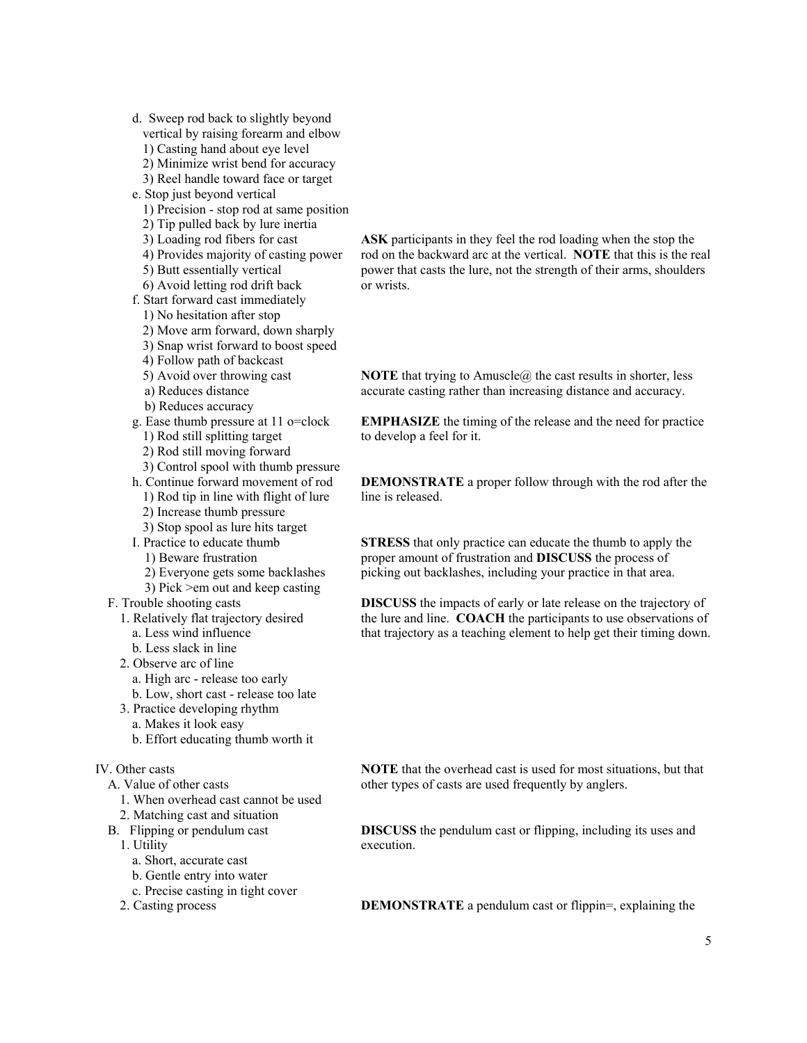d. Sweep rod back to slightly beyond vertical by raising forearm and elbow
   1) Casting hand about eye level
   2) Minimize wrist bend for accuracy
   3) Reel handle toward face or target

e. Stop just beyond vertical
   1) Precision - stop rod at same position
   2) Tip pulled back by lure inertia
   3) Loading rod fibers for cast
   4) Provides majority of casting power
   5) Butt essentially vertical
   6) Avoid letting rod drift back

**ASK** participants in they feel the rod loading when the stop the rod on the backward arc at the vertical. **NOTE** that this is the real power that casts the lure, not the strength of their arms, shoulders or wrists.

f. Start forward cast immediately
   1) No hesitation after stop
   2) Move arm forward, down sharply
   3) Snap wrist forward to boost speed
   4) Follow path of backcast
   5) Avoid over throwing cast
   a) Reduces distance
   b) Reduces accuracy

**NOTE** that trying to Amuscle@ the cast results in shorter, less accurate casting rather than increasing distance and accuracy.

g. Ease thumb pressure at 11 o=clock
   1) Rod still splitting target
   2) Rod still moving forward
   3) Control spool with thumb pressure

**EMPHASIZE** the timing of the release and the need for practice to develop a feel for it.

h. Continue forward movement of rod
   1) Rod tip in line with flight of lure
   2) Increase thumb pressure
   3) Stop spool as lure hits target

**DEMONSTRATE** a proper follow through with the rod after the line is released.

I. Practice to educate thumb
   1) Beware frustration
   2) Everyone gets some backlashes
   3) Pick >em out and keep casting

**STRESS** that only practice can educate the thumb to apply the proper amount of frustration and **DISCUSS** the process of picking out backlashes, including your practice in that area.

F. Trouble shooting casts
   1. Relatively flat trajectory desired
      a. Less wind influence
      b. Less slack in line
   2. Observe arc of line
      a. High arc - release too early
      b. Low, short cast - release too late
   3. Practice developing rhythm
      a. Makes it look easy
      b. Effort educating thumb worth it

**DISCUSS** the impacts of early or late release on the trajectory of the lure and line. **COACH** the participants to use observations of that trajectory as a teaching element to help get their timing down.

IV. Other casts
   A. Value of other casts
      1. When overhead cast cannot be used
      2. Matching cast and situation

**NOTE** that the overhead cast is used for most situations, but that other types of casts are used frequently by anglers.

   B. Flipping or pendulum cast
      1. Utility
         a. Short, accurate cast
         b. Gentle entry into water
         c. Precise casting in tight cover

**DISCUSS** the pendulum cast or flipping, including its uses and execution.

      2. Casting process

**DEMONSTRATE** a pendulum cast or flippin=, explaining the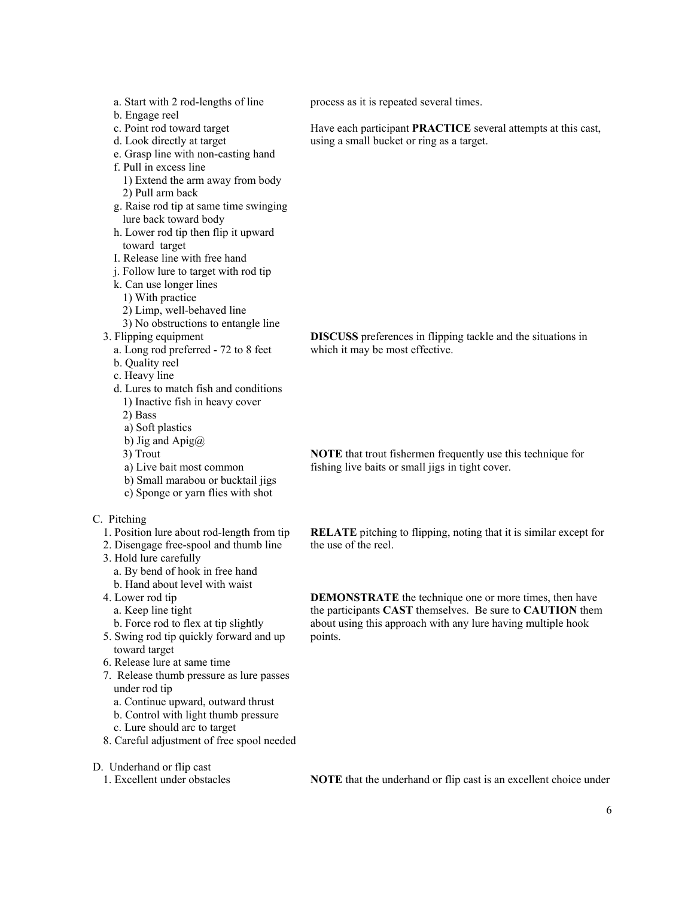a. Start with 2 rod-lengths of line
b. Engage reel
c. Point rod toward target
d. Look directly at target
e. Grasp line with non-casting hand
f. Pull in excess line
   1) Extend the arm away from body
   2) Pull arm back
g. Raise rod tip at same time swinging lure back toward body
h. Lower rod tip then flip it upward toward target
I. Release line with free hand
j. Follow lure to target with rod tip
k. Can use longer lines
   1) With practice
   2) Limp, well-behaved line
   3) No obstructions to entangle line

process as it is repeated several times.

Have each participant **PRACTICE** several attempts at this cast, using a small bucket or ring as a target.

3. Flipping equipment
   a. Long rod preferred - 72 to 8 feet
   b. Quality reel
   c. Heavy line
   d. Lures to match fish and conditions
      1) Inactive fish in heavy cover
      2) Bass
         a) Soft plastics
         b) Jig and Apig@
      3) Trout
         a) Live bait most common
         b) Small marabou or bucktail jigs
         c) Sponge or yarn flies with shot

**DISCUSS** preferences in flipping tackle and the situations in which it may be most effective.

**NOTE** that trout fishermen frequently use this technique for fishing live baits or small jigs in tight cover.

C. Pitching
   1. Position lure about rod-length from tip
   2. Disengage free-spool and thumb line
   3. Hold lure carefully
      a. By bend of hook in free hand
      b. Hand about level with waist
   4. Lower rod tip
      a. Keep line tight
      b. Force rod to flex at tip slightly
   5. Swing rod tip quickly forward and up toward target
   6. Release lure at same time
   7. Release thumb pressure as lure passes under rod tip
      a. Continue upward, outward thrust
      b. Control with light thumb pressure
      c. Lure should arc to target
   8. Careful adjustment of free spool needed

**RELATE** pitching to flipping, noting that it is similar except for the use of the reel.

**DEMONSTRATE** the technique one or more times, then have the participants **CAST** themselves. Be sure to **CAUTION** them about using this approach with any lure having multiple hook points.

D. Underhand or flip cast
   1. Excellent under obstacles

**NOTE** that the underhand or flip cast is an excellent choice under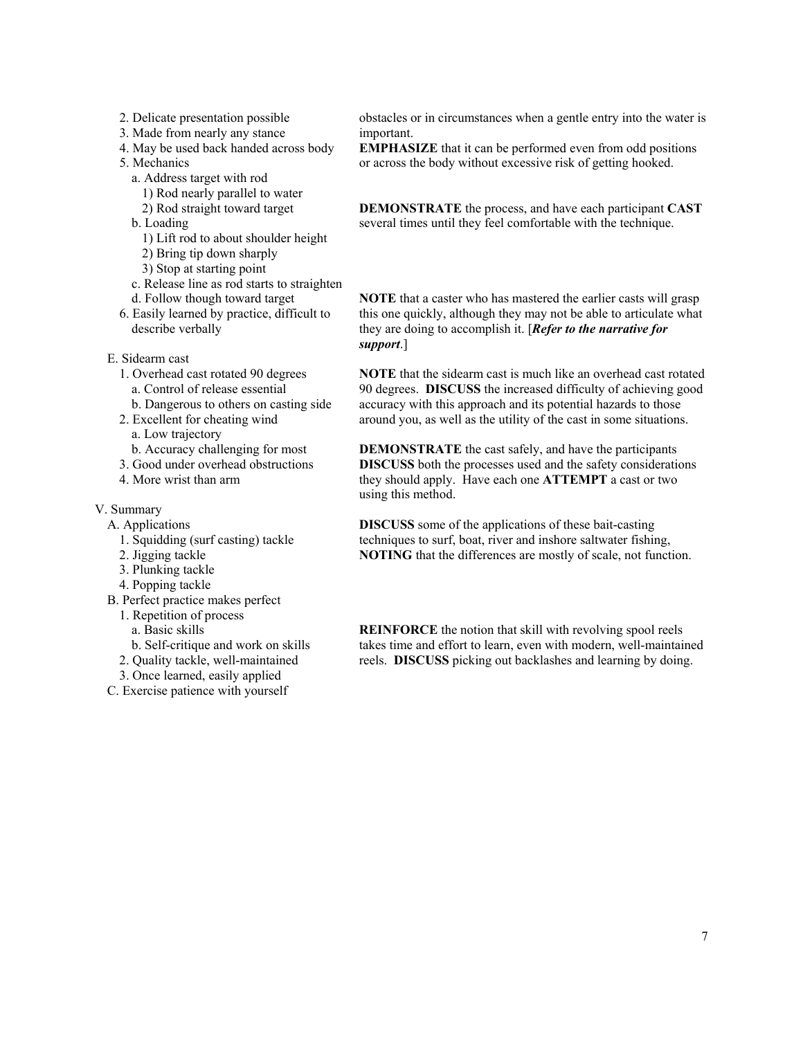2. Delicate presentation possible
3. Made from nearly any stance
4. May be used back handed across body
5. Mechanics
   a. Address target with rod
      1) Rod nearly parallel to water
      2) Rod straight toward target
   b. Loading
      1) Lift rod to about shoulder height
      2) Bring tip down sharply
      3) Stop at starting point
   c. Release line as rod starts to straighten
   d. Follow though toward target
6. Easily learned by practice, difficult to describe verbally

obstacles or in circumstances when a gentle entry into the water is important.
**EMPHASIZE** that it can be performed even from odd positions or across the body without excessive risk of getting hooked.

**DEMONSTRATE** the process, and have each participant **CAST** several times until they feel comfortable with the technique.

**NOTE** that a caster who has mastered the earlier casts will grasp this one quickly, although they may not be able to articulate what they are doing to accomplish it. [***Refer to the narrative for support***.]

E. Sidearm cast
   1. Overhead cast rotated 90 degrees
      a. Control of release essential
      b. Dangerous to others on casting side
   2. Excellent for cheating wind
      a. Low trajectory
      b. Accuracy challenging for most
   3. Good under overhead obstructions
   4. More wrist than arm

**NOTE** that the sidearm cast is much like an overhead cast rotated 90 degrees. **DISCUSS** the increased difficulty of achieving good accuracy with this approach and its potential hazards to those around you, as well as the utility of the cast in some situations.

**DEMONSTRATE** the cast safely, and have the participants **DISCUSS** both the processes used and the safety considerations they should apply. Have each one **ATTEMPT** a cast or two using this method.

V. Summary
   A. Applications
      1. Squidding (surf casting) tackle
      2. Jigging tackle
      3. Plunking tackle
      4. Popping tackle
   B. Perfect practice makes perfect
      1. Repetition of process
         a. Basic skills
         b. Self-critique and work on skills
      2. Quality tackle, well-maintained
      3. Once learned, easily applied
   C. Exercise patience with yourself

**DISCUSS** some of the applications of these bait-casting techniques to surf, boat, river and inshore saltwater fishing, **NOTING** that the differences are mostly of scale, not function.

**REINFORCE** the notion that skill with revolving spool reels takes time and effort to learn, even with modern, well-maintained reels. **DISCUSS** picking out backlashes and learning by doing.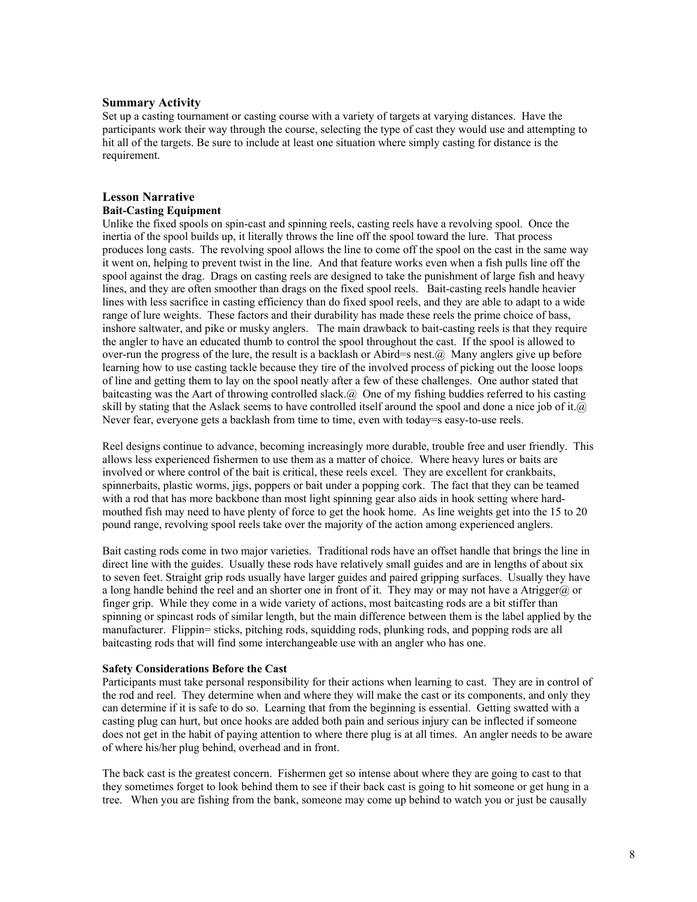## Summary Activity

Set up a casting tournament or casting course with a variety of targets at varying distances. Have the participants work their way through the course, selecting the type of cast they would use and attempting to hit all of the targets. Be sure to include at least one situation where simply casting for distance is the requirement.

## Lesson Narrative

### Bait-Casting Equipment

Unlike the fixed spools on spin-cast and spinning reels, casting reels have a revolving spool. Once the inertia of the spool builds up, it literally throws the line off the spool toward the lure. That process produces long casts. The revolving spool allows the line to come off the spool on the cast in the same way it went on, helping to prevent twist in the line. And that feature works even when a fish pulls line off the spool against the drag. Drags on casting reels are designed to take the punishment of large fish and heavy lines, and they are often smoother than drags on the fixed spool reels. Bait-casting reels handle heavier lines with less sacrifice in casting efficiency than do fixed spool reels, and they are able to adapt to a wide range of lure weights. These factors and their durability has made these reels the prime choice of bass, inshore saltwater, and pike or musky anglers. The main drawback to bait-casting reels is that they require the angler to have an educated thumb to control the spool throughout the cast. If the spool is allowed to over-run the progress of the lure, the result is a backlash or Abird=s nest.@ Many anglers give up before learning how to use casting tackle because they tire of the involved process of picking out the loose loops of line and getting them to lay on the spool neatly after a few of these challenges. One author stated that baitcasting was the Aart of throwing controlled slack.@ One of my fishing buddies referred to his casting skill by stating that the Aslack seems to have controlled itself around the spool and done a nice job of it.@ Never fear, everyone gets a backlash from time to time, even with today=s easy-to-use reels.

Reel designs continue to advance, becoming increasingly more durable, trouble free and user friendly. This allows less experienced fishermen to use them as a matter of choice. Where heavy lures or baits are involved or where control of the bait is critical, these reels excel. They are excellent for crankbaits, spinnerbaits, plastic worms, jigs, poppers or bait under a popping cork. The fact that they can be teamed with a rod that has more backbone than most light spinning gear also aids in hook setting where hard-mouthed fish may need to have plenty of force to get the hook home. As line weights get into the 15 to 20 pound range, revolving spool reels take over the majority of the action among experienced anglers.

Bait casting rods come in two major varieties. Traditional rods have an offset handle that brings the line in direct line with the guides. Usually these rods have relatively small guides and are in lengths of about six to seven feet. Straight grip rods usually have larger guides and paired gripping surfaces. Usually they have a long handle behind the reel and an shorter one in front of it. They may or may not have a Atrigger@ or finger grip. While they come in a wide variety of actions, most baitcasting rods are a bit stiffer than spinning or spincast rods of similar length, but the main difference between them is the label applied by the manufacturer. Flippin= sticks, pitching rods, squidding rods, plunking rods, and popping rods are all baitcasting rods that will find some interchangeable use with an angler who has one.

### Safety Considerations Before the Cast

Participants must take personal responsibility for their actions when learning to cast. They are in control of the rod and reel. They determine when and where they will make the cast or its components, and only they can determine if it is safe to do so. Learning that from the beginning is essential. Getting swatted with a casting plug can hurt, but once hooks are added both pain and serious injury can be inflected if someone does not get in the habit of paying attention to where there plug is at all times. An angler needs to be aware of where his/her plug behind, overhead and in front.

The back cast is the greatest concern. Fishermen get so intense about where they are going to cast to that they sometimes forget to look behind them to see if their back cast is going to hit someone or get hung in a tree. When you are fishing from the bank, someone may come up behind to watch you or just be causally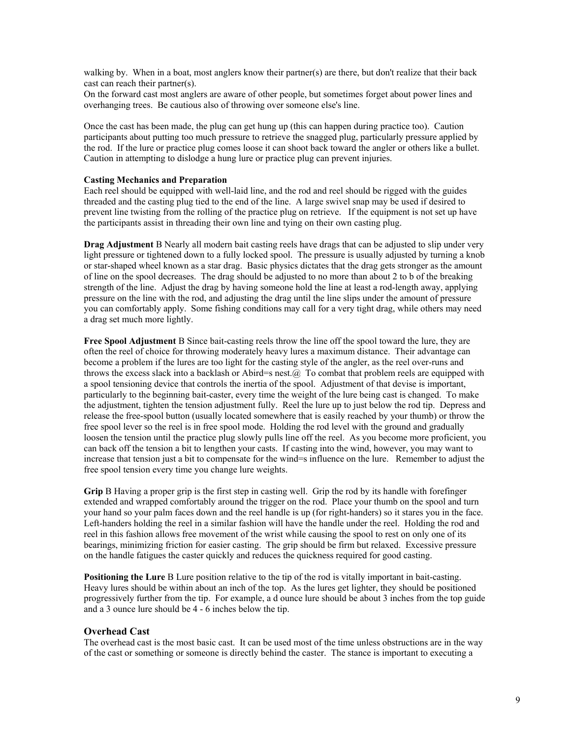walking by. When in a boat, most anglers know their partner(s) are there, but don't realize that their back cast can reach their partner(s).
On the forward cast most anglers are aware of other people, but sometimes forget about power lines and overhanging trees. Be cautious also of throwing over someone else's line.

Once the cast has been made, the plug can get hung up (this can happen during practice too). Caution participants about putting too much pressure to retrieve the snagged plug, particularly pressure applied by the rod. If the lure or practice plug comes loose it can shoot back toward the angler or others like a bullet. Caution in attempting to dislodge a hung lure or practice plug can prevent injuries.

**Casting Mechanics and Preparation**
Each reel should be equipped with well-laid line, and the rod and reel should be rigged with the guides threaded and the casting plug tied to the end of the line. A large swivel snap may be used if desired to prevent line twisting from the rolling of the practice plug on retrieve. If the equipment is not set up have the participants assist in threading their own line and tying on their own casting plug.

**Drag Adjustment** B Nearly all modern bait casting reels have drags that can be adjusted to slip under very light pressure or tightened down to a fully locked spool. The pressure is usually adjusted by turning a knob or star-shaped wheel known as a star drag. Basic physics dictates that the drag gets stronger as the amount of line on the spool decreases. The drag should be adjusted to no more than about 2 to b of the breaking strength of the line. Adjust the drag by having someone hold the line at least a rod-length away, applying pressure on the line with the rod, and adjusting the drag until the line slips under the amount of pressure you can comfortably apply. Some fishing conditions may call for a very tight drag, while others may need a drag set much more lightly.

**Free Spool Adjustment** B Since bait-casting reels throw the line off the spool toward the lure, they are often the reel of choice for throwing moderately heavy lures a maximum distance. Their advantage can become a problem if the lures are too light for the casting style of the angler, as the reel over-runs and throws the excess slack into a backlash or Abird=s nest.@ To combat that problem reels are equipped with a spool tensioning device that controls the inertia of the spool. Adjustment of that devise is important, particularly to the beginning bait-caster, every time the weight of the lure being cast is changed. To make the adjustment, tighten the tension adjustment fully. Reel the lure up to just below the rod tip. Depress and release the free-spool button (usually located somewhere that is easily reached by your thumb) or throw the free spool lever so the reel is in free spool mode. Holding the rod level with the ground and gradually loosen the tension until the practice plug slowly pulls line off the reel. As you become more proficient, you can back off the tension a bit to lengthen your casts. If casting into the wind, however, you may want to increase that tension just a bit to compensate for the wind=s influence on the lure. Remember to adjust the free spool tension every time you change lure weights.

**Grip** B Having a proper grip is the first step in casting well. Grip the rod by its handle with forefinger extended and wrapped comfortably around the trigger on the rod. Place your thumb on the spool and turn your hand so your palm faces down and the reel handle is up (for right-handers) so it stares you in the face. Left-handers holding the reel in a similar fashion will have the handle under the reel. Holding the rod and reel in this fashion allows free movement of the wrist while causing the spool to rest on only one of its bearings, minimizing friction for easier casting. The grip should be firm but relaxed. Excessive pressure on the handle fatigues the caster quickly and reduces the quickness required for good casting.

**Positioning the Lure** B Lure position relative to the tip of the rod is vitally important in bait-casting. Heavy lures should be within about an inch of the top. As the lures get lighter, they should be positioned progressively further from the tip. For example, a d ounce lure should be about 3 inches from the top guide and a 3 ounce lure should be 4 - 6 inches below the tip.

## Overhead Cast

The overhead cast is the most basic cast. It can be used most of the time unless obstructions are in the way of the cast or something or someone is directly behind the caster. The stance is important to executing a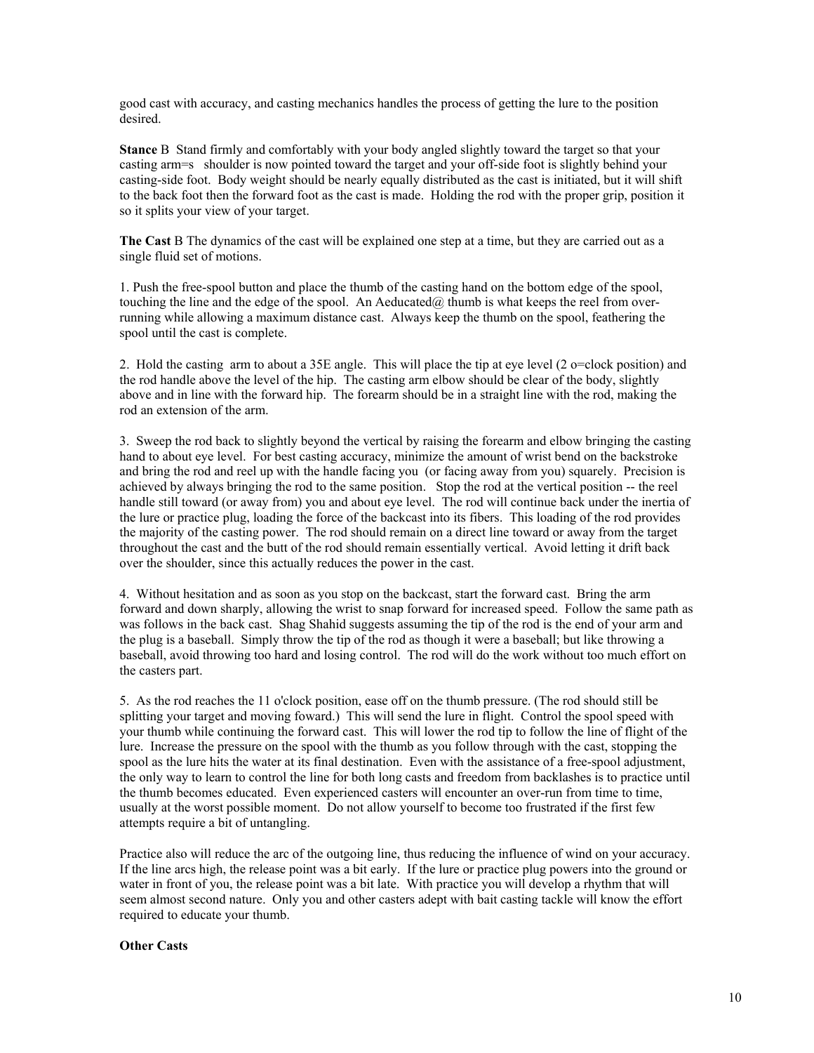good cast with accuracy, and casting mechanics handles the process of getting the lure to the position desired.

**Stance** B Stand firmly and comfortably with your body angled slightly toward the target so that your casting arm=s shoulder is now pointed toward the target and your off-side foot is slightly behind your casting-side foot. Body weight should be nearly equally distributed as the cast is initiated, but it will shift to the back foot then the forward foot as the cast is made. Holding the rod with the proper grip, position it so it splits your view of your target.

**The Cast** B The dynamics of the cast will be explained one step at a time, but they are carried out as a single fluid set of motions.

1. Push the free-spool button and place the thumb of the casting hand on the bottom edge of the spool, touching the line and the edge of the spool. An Aeducated@ thumb is what keeps the reel from over-running while allowing a maximum distance cast. Always keep the thumb on the spool, feathering the spool until the cast is complete.

2. Hold the casting arm to about a 35E angle. This will place the tip at eye level (2 o=clock position) and the rod handle above the level of the hip. The casting arm elbow should be clear of the body, slightly above and in line with the forward hip. The forearm should be in a straight line with the rod, making the rod an extension of the arm.

3. Sweep the rod back to slightly beyond the vertical by raising the forearm and elbow bringing the casting hand to about eye level. For best casting accuracy, minimize the amount of wrist bend on the backstroke and bring the rod and reel up with the handle facing you (or facing away from you) squarely. Precision is achieved by always bringing the rod to the same position. Stop the rod at the vertical position -- the reel handle still toward (or away from) you and about eye level. The rod will continue back under the inertia of the lure or practice plug, loading the force of the backcast into its fibers. This loading of the rod provides the majority of the casting power. The rod should remain on a direct line toward or away from the target throughout the cast and the butt of the rod should remain essentially vertical. Avoid letting it drift back over the shoulder, since this actually reduces the power in the cast.

4. Without hesitation and as soon as you stop on the backcast, start the forward cast. Bring the arm forward and down sharply, allowing the wrist to snap forward for increased speed. Follow the same path as was follows in the back cast. Shag Shahid suggests assuming the tip of the rod is the end of your arm and the plug is a baseball. Simply throw the tip of the rod as though it were a baseball; but like throwing a baseball, avoid throwing too hard and losing control. The rod will do the work without too much effort on the casters part.

5. As the rod reaches the 11 o'clock position, ease off on the thumb pressure. (The rod should still be splitting your target and moving foward.) This will send the lure in flight. Control the spool speed with your thumb while continuing the forward cast. This will lower the rod tip to follow the line of flight of the lure. Increase the pressure on the spool with the thumb as you follow through with the cast, stopping the spool as the lure hits the water at its final destination. Even with the assistance of a free-spool adjustment, the only way to learn to control the line for both long casts and freedom from backlashes is to practice until the thumb becomes educated. Even experienced casters will encounter an over-run from time to time, usually at the worst possible moment. Do not allow yourself to become too frustrated if the first few attempts require a bit of untangling.

Practice also will reduce the arc of the outgoing line, thus reducing the influence of wind on your accuracy. If the line arcs high, the release point was a bit early. If the lure or practice plug powers into the ground or water in front of you, the release point was a bit late. With practice you will develop a rhythm that will seem almost second nature. Only you and other casters adept with bait casting tackle will know the effort required to educate your thumb.

**Other Casts**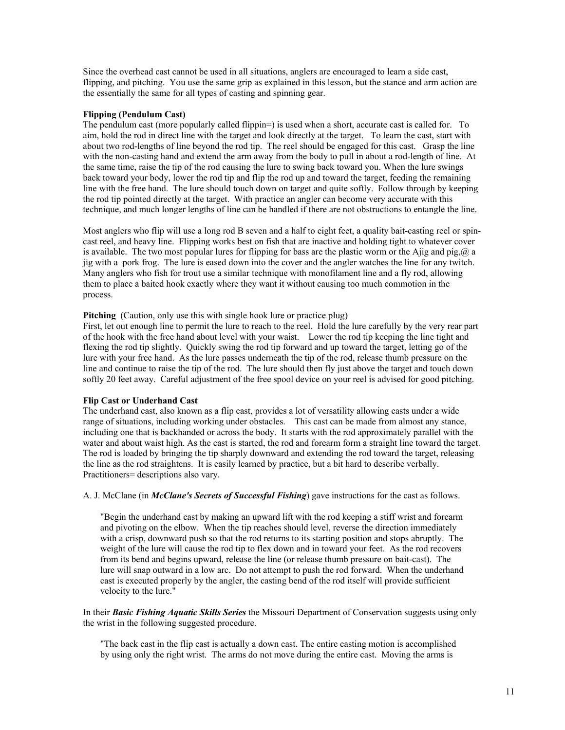Since the overhead cast cannot be used in all situations, anglers are encouraged to learn a side cast, flipping, and pitching. You use the same grip as explained in this lesson, but the stance and arm action are the essentially the same for all types of casting and spinning gear.

**Flipping (Pendulum Cast)**

The pendulum cast (more popularly called flippin=) is used when a short, accurate cast is called for. To aim, hold the rod in direct line with the target and look directly at the target. To learn the cast, start with about two rod-lengths of line beyond the rod tip. The reel should be engaged for this cast. Grasp the line with the non-casting hand and extend the arm away from the body to pull in about a rod-length of line. At the same time, raise the tip of the rod causing the lure to swing back toward you. When the lure swings back toward your body, lower the rod tip and flip the rod up and toward the target, feeding the remaining line with the free hand. The lure should touch down on target and quite softly. Follow through by keeping the rod tip pointed directly at the target. With practice an angler can become very accurate with this technique, and much longer lengths of line can be handled if there are not obstructions to entangle the line.

Most anglers who flip will use a long rod B seven and a half to eight feet, a quality bait-casting reel or spin-cast reel, and heavy line. Flipping works best on fish that are inactive and holding tight to whatever cover is available. The two most popular lures for flipping for bass are the plastic worm or the Ajig and pig,@ a jig with a pork frog. The lure is eased down into the cover and the angler watches the line for any twitch. Many anglers who fish for trout use a similar technique with monofilament line and a fly rod, allowing them to place a baited hook exactly where they want it without causing too much commotion in the process.

**Pitching** (Caution, only use this with single hook lure or practice plug)

First, let out enough line to permit the lure to reach to the reel. Hold the lure carefully by the very rear part of the hook with the free hand about level with your waist. Lower the rod tip keeping the line tight and flexing the rod tip slightly. Quickly swing the rod tip forward and up toward the target, letting go of the lure with your free hand. As the lure passes underneath the tip of the rod, release thumb pressure on the line and continue to raise the tip of the rod. The lure should then fly just above the target and touch down softly 20 feet away. Careful adjustment of the free spool device on your reel is advised for good pitching.

**Flip Cast or Underhand Cast**

The underhand cast, also known as a flip cast, provides a lot of versatility allowing casts under a wide range of situations, including working under obstacles. This cast can be made from almost any stance, including one that is backhanded or across the body. It starts with the rod approximately parallel with the water and about waist high. As the cast is started, the rod and forearm form a straight line toward the target. The rod is loaded by bringing the tip sharply downward and extending the rod toward the target, releasing the line as the rod straightens. It is easily learned by practice, but a bit hard to describe verbally. Practitioners= descriptions also vary.

A. J. McClane (in ***McClane's Secrets of Successful Fishing***) gave instructions for the cast as follows.

> "Begin the underhand cast by making an upward lift with the rod keeping a stiff wrist and forearm and pivoting on the elbow. When the tip reaches should level, reverse the direction immediately with a crisp, downward push so that the rod returns to its starting position and stops abruptly. The weight of the lure will cause the rod tip to flex down and in toward your feet. As the rod recovers from its bend and begins upward, release the line (or release thumb pressure on bait-cast). The lure will snap outward in a low arc. Do not attempt to push the rod forward. When the underhand cast is executed properly by the angler, the casting bend of the rod itself will provide sufficient velocity to the lure."

In their ***Basic Fishing Aquatic Skills Series*** the Missouri Department of Conservation suggests using only the wrist in the following suggested procedure.

> "The back cast in the flip cast is actually a down cast. The entire casting motion is accomplished by using only the right wrist. The arms do not move during the entire cast. Moving the arms is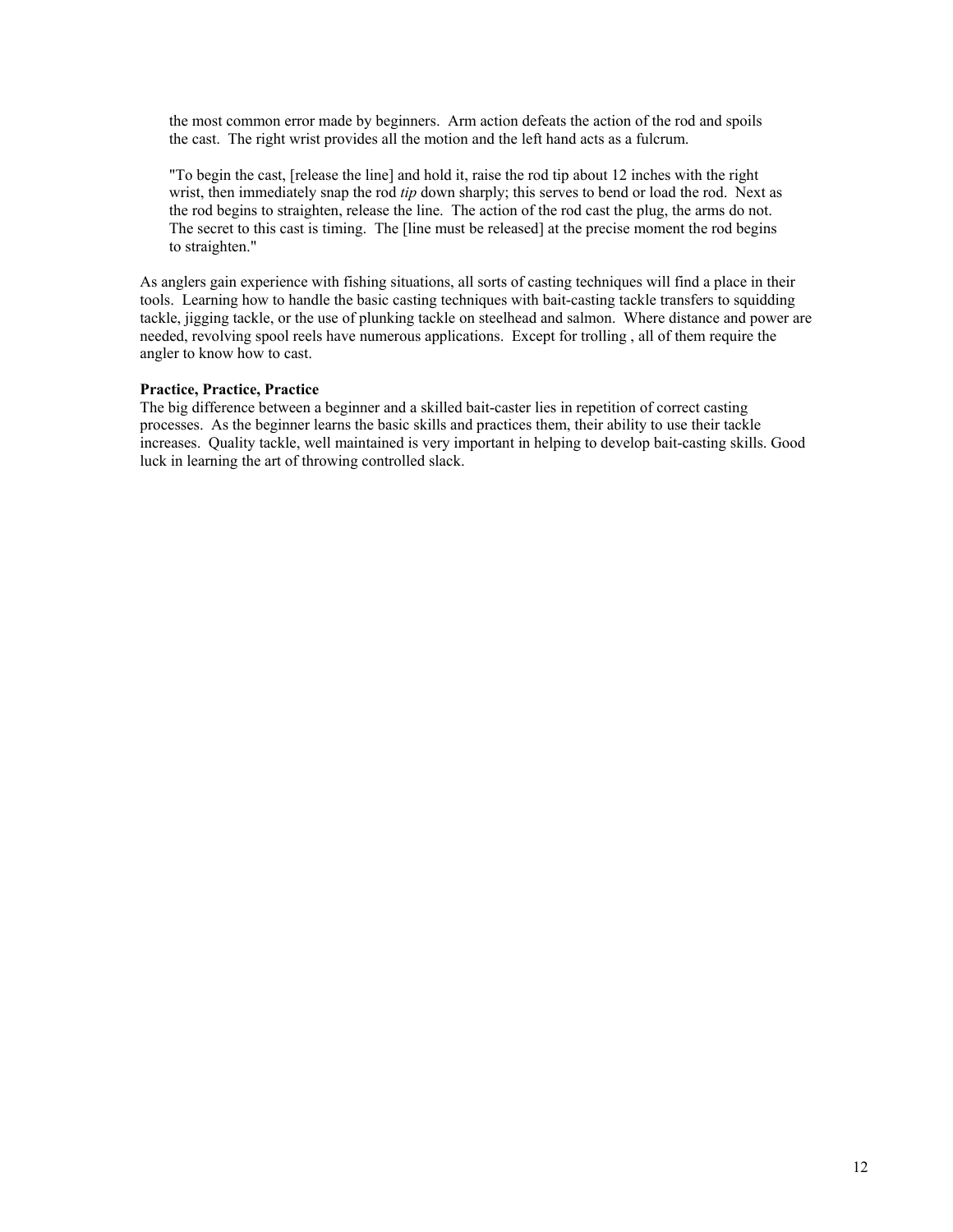> the most common error made by beginners. Arm action defeats the action of the rod and spoils the cast. The right wrist provides all the motion and the left hand acts as a fulcrum.
>
> "To begin the cast, [release the line] and hold it, raise the rod tip about 12 inches with the right wrist, then immediately snap the rod *tip* down sharply; this serves to bend or load the rod. Next as the rod begins to straighten, release the line. The action of the rod cast the plug, the arms do not. The secret to this cast is timing. The [line must be released] at the precise moment the rod begins to straighten."

As anglers gain experience with fishing situations, all sorts of casting techniques will find a place in their tools. Learning how to handle the basic casting techniques with bait-casting tackle transfers to squidding tackle, jigging tackle, or the use of plunking tackle on steelhead and salmon. Where distance and power are needed, revolving spool reels have numerous applications. Except for trolling , all of them require the angler to know how to cast.

**Practice, Practice, Practice**

The big difference between a beginner and a skilled bait-caster lies in repetition of correct casting processes. As the beginner learns the basic skills and practices them, their ability to use their tackle increases. Quality tackle, well maintained is very important in helping to develop bait-casting skills. Good luck in learning the art of throwing controlled slack.